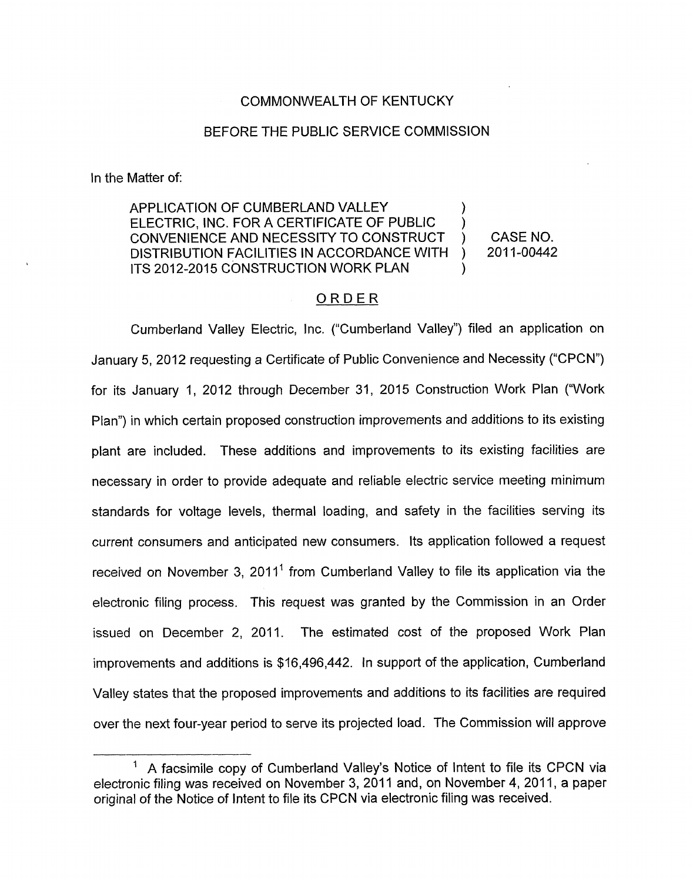COMMONWEALTH OF KENTUCKY

BEFORE THE PUBLIC SERVICE COMMISSION

In the Matter of:

| | | |
|---|---|---|
| APPLICATION OF CUMBERLAND VALLEY ELECTRIC, INC. FOR A CERTIFICATE OF PUBLIC CONVENIENCE AND NECESSITY TO CONSTRUCT DISTRIBUTION FACILITIES IN ACCORDANCE WITH ITS 2012-2015 CONSTRUCTION WORK PLAN | ) ) ) ) ) | CASE NO. 2011-00442 |

ORDER

Cumberland Valley Electric, Inc. ("Cumberland Valley") filed an application on January 5, 2012 requesting a Certificate of Public Convenience and Necessity ("CPCN") for its January 1, 2012 through December 31, 2015 Construction Work Plan ("Work Plan") in which certain proposed construction improvements and additions to its existing plant are included. These additions and improvements to its existing facilities are necessary in order to provide adequate and reliable electric service meeting minimum standards for voltage levels, thermal loading, and safety in the facilities serving its current consumers and anticipated new consumers. Its application followed a request received on November 3, 2011[1] from Cumberland Valley to file its application via the electronic filing process. This request was granted by the Commission in an Order issued on December 2, 2011. The estimated cost of the proposed Work Plan improvements and additions is $16,496,442. In support of the application, Cumberland Valley states that the proposed improvements and additions to its facilities are required over the next four-year period to serve its projected load. The Commission will approve

[1] A facsimile copy of Cumberland Valley's Notice of Intent to file its CPCN via electronic filing was received on November 3, 2011 and, on November 4, 2011, a paper original of the Notice of Intent to file its CPCN via electronic filing was received.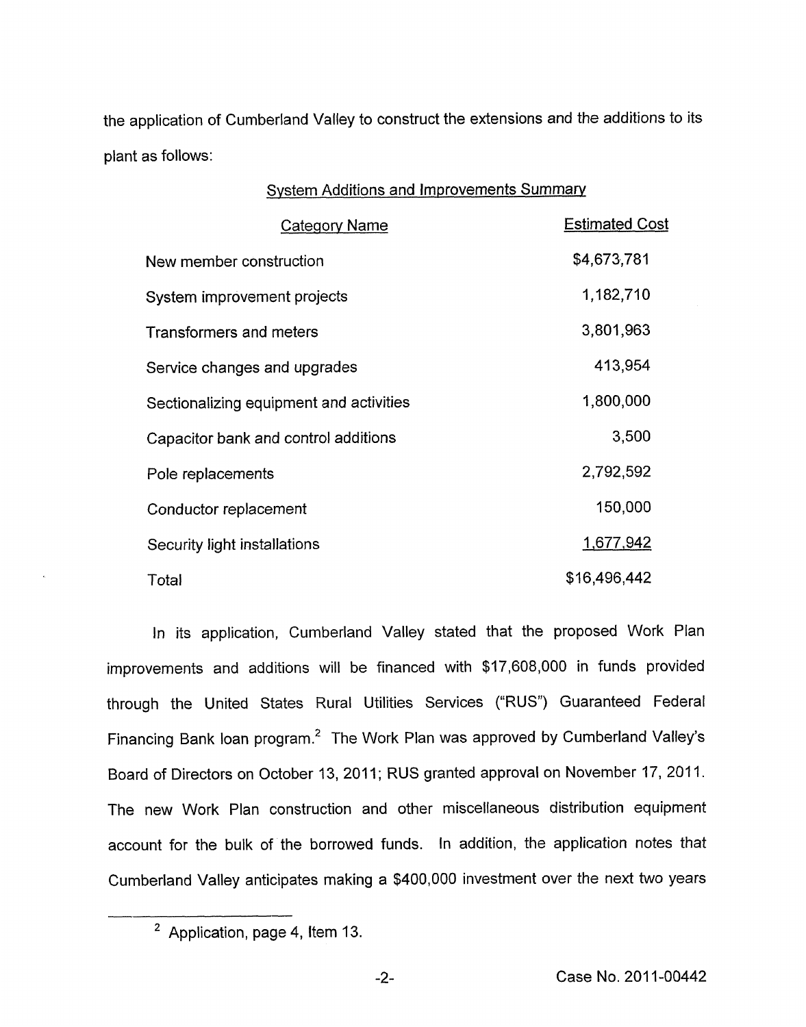the application of Cumberland Valley to construct the extensions and the additions to its plant as follows:

System Additions and Improvements Summary

| Category Name | Estimated Cost |
|---|---|
| New member construction | $4,673,781 |
| System improvement projects | 1,182,710 |
| Transformers and meters | 3,801,963 |
| Service changes and upgrades | 413,954 |
| Sectionalizing equipment and activities | 1,800,000 |
| Capacitor bank and control additions | 3,500 |
| Pole replacements | 2,792,592 |
| Conductor replacement | 150,000 |
| Security light installations | 1,677,942 |
| Total | $16,496,442 |

In its application, Cumberland Valley stated that the proposed Work Plan improvements and additions will be financed with $17,608,000 in funds provided through the United States Rural Utilities Services ("RUS") Guaranteed Federal Financing Bank loan program.[2] The Work Plan was approved by Cumberland Valley's Board of Directors on October 13, 2011; RUS granted approval on November 17, 2011. The new Work Plan construction and other miscellaneous distribution equipment account for the bulk of the borrowed funds. In addition, the application notes that Cumberland Valley anticipates making a $400,000 investment over the next two years

[2] Application, page 4, Item 13.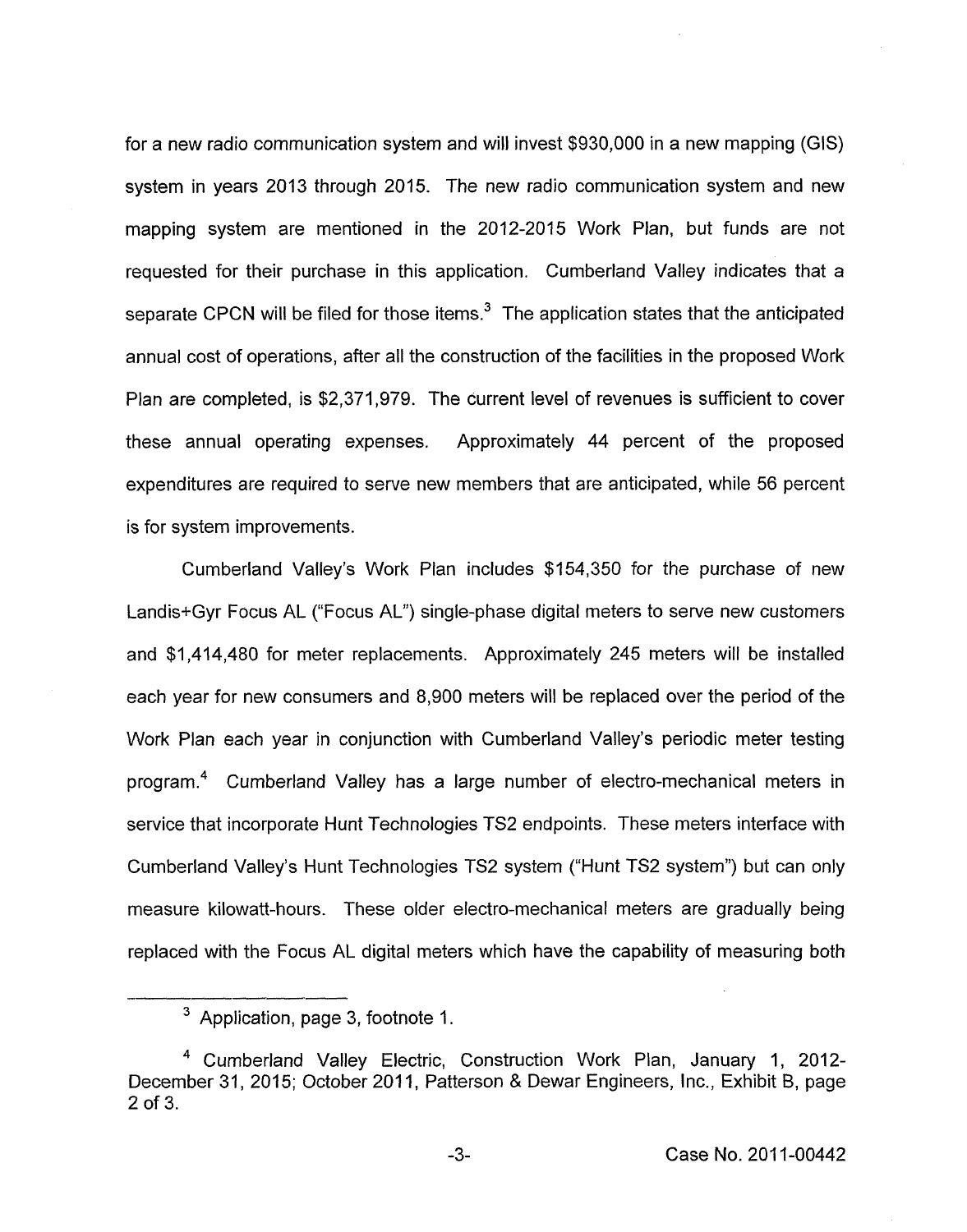for a new radio communication system and will invest $930,000 in a new mapping (GIS) system in years 2013 through 2015. The new radio communication system and new mapping system are mentioned in the 2012-2015 Work Plan, but funds are not requested for their purchase in this application. Cumberland Valley indicates that a separate CPCN will be filed for those items.[3] The application states that the anticipated annual cost of operations, after all the construction of the facilities in the proposed Work Plan are completed, is $2,371,979. The current level of revenues is sufficient to cover these annual operating expenses. Approximately 44 percent of the proposed expenditures are required to serve new members that are anticipated, while 56 percent is for system improvements.

Cumberland Valley's Work Plan includes $154,350 for the purchase of new Landis+Gyr Focus AL ("Focus AL") single-phase digital meters to serve new customers and $1,414,480 for meter replacements. Approximately 245 meters will be installed each year for new consumers and 8,900 meters will be replaced over the period of the Work Plan each year in conjunction with Cumberland Valley's periodic meter testing program.[4] Cumberland Valley has a large number of electro-mechanical meters in service that incorporate Hunt Technologies TS2 endpoints. These meters interface with Cumberland Valley's Hunt Technologies TS2 system ("Hunt TS2 system") but can only measure kilowatt-hours. These older electro-mechanical meters are gradually being replaced with the Focus AL digital meters which have the capability of measuring both

---

[3] Application, page 3, footnote 1.

[4] Cumberland Valley Electric, Construction Work Plan, January 1, 2012-December 31, 2015; October 2011, Patterson & Dewar Engineers, Inc., Exhibit B, page 2 of 3.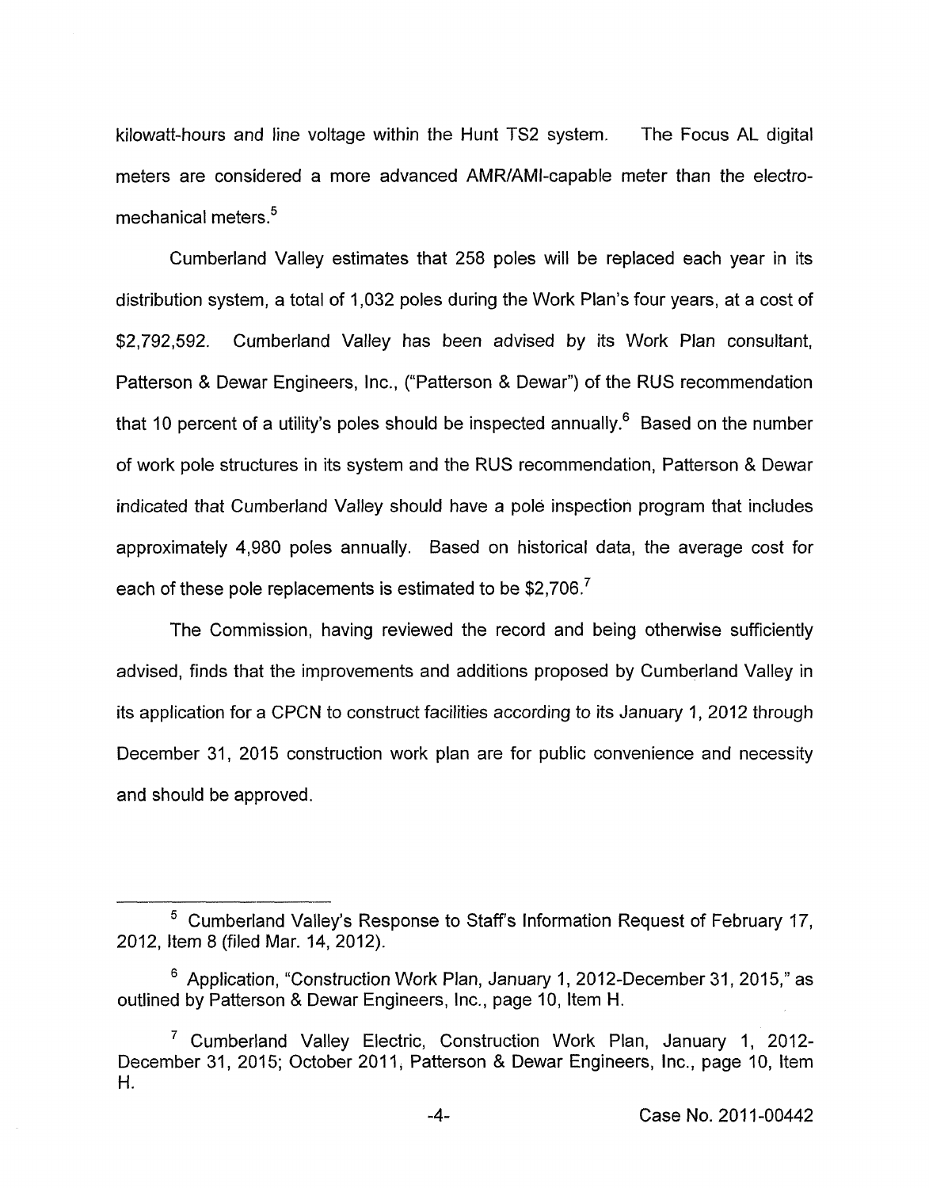kilowatt-hours and line voltage within the Hunt TS2 system. The Focus AL digital meters are considered a more advanced AMR/AMI-capable meter than the electro-mechanical meters.[5]

Cumberland Valley estimates that 258 poles will be replaced each year in its distribution system, a total of 1,032 poles during the Work Plan's four years, at a cost of $2,792,592. Cumberland Valley has been advised by its Work Plan consultant, Patterson & Dewar Engineers, Inc., ("Patterson & Dewar") of the RUS recommendation that 10 percent of a utility's poles should be inspected annually.[6] Based on the number of work pole structures in its system and the RUS recommendation, Patterson & Dewar indicated that Cumberland Valley should have a pole inspection program that includes approximately 4,980 poles annually. Based on historical data, the average cost for each of these pole replacements is estimated to be $2,706.[7]

The Commission, having reviewed the record and being otherwise sufficiently advised, finds that the improvements and additions proposed by Cumberland Valley in its application for a CPCN to construct facilities according to its January 1, 2012 through December 31, 2015 construction work plan are for public convenience and necessity and should be approved.

---

[5] Cumberland Valley's Response to Staff's Information Request of February 17, 2012, Item 8 (filed Mar. 14, 2012).

[6] Application, "Construction Work Plan, January 1, 2012-December 31, 2015," as outlined by Patterson & Dewar Engineers, Inc., page 10, Item H.

[7] Cumberland Valley Electric, Construction Work Plan, January 1, 2012-December 31, 2015; October 2011, Patterson & Dewar Engineers, Inc., page 10, Item H.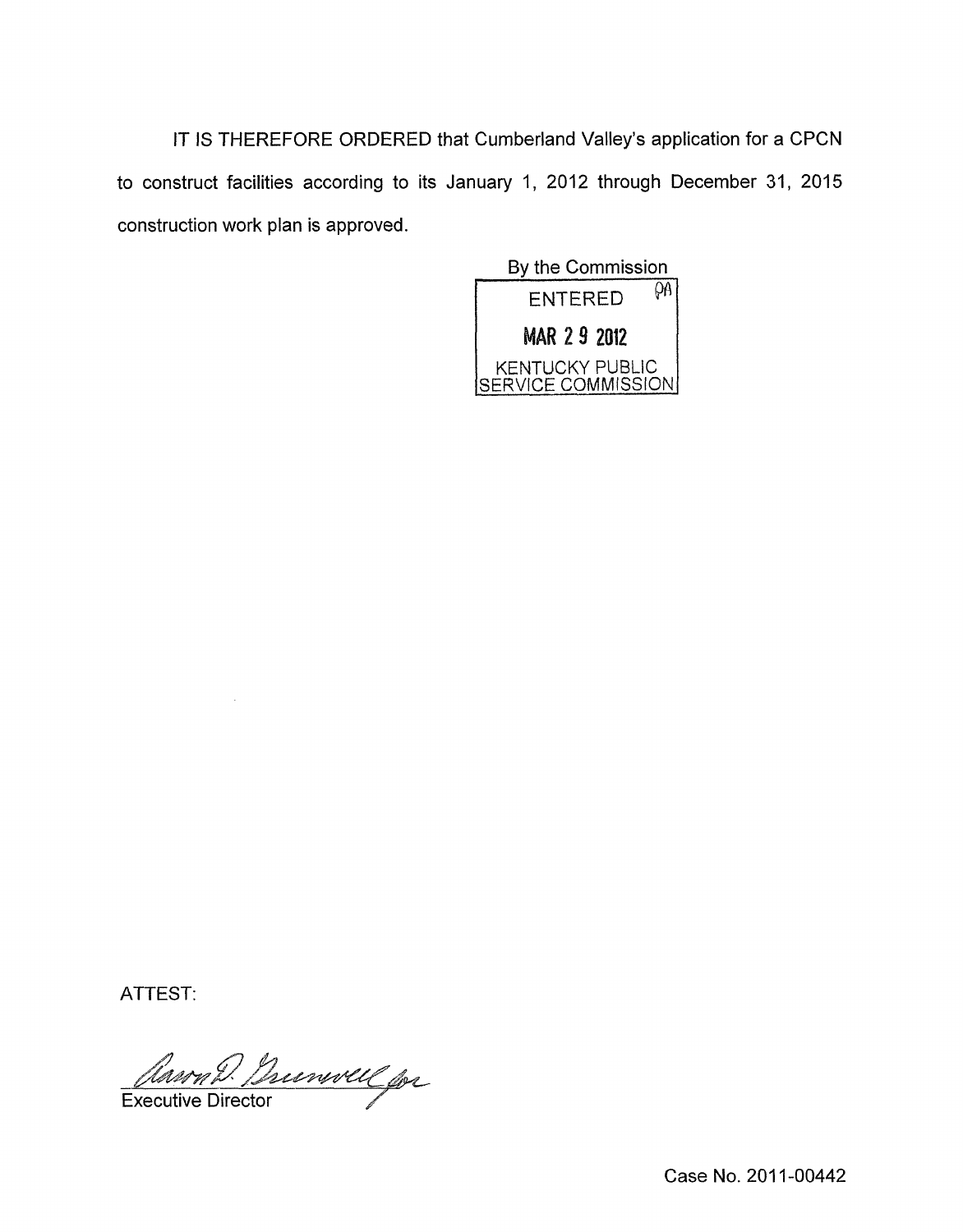IT IS THEREFORE ORDERED that Cumberland Valley's application for a CPCN to construct facilities according to its January 1, 2012 through December 31, 2015 construction work plan is approved.

By the Commission

ENTERED

MAR 29 2012

KENTUCKY PUBLIC SERVICE COMMISSION

ATTEST:

Executive Director

Case No. 2011-00442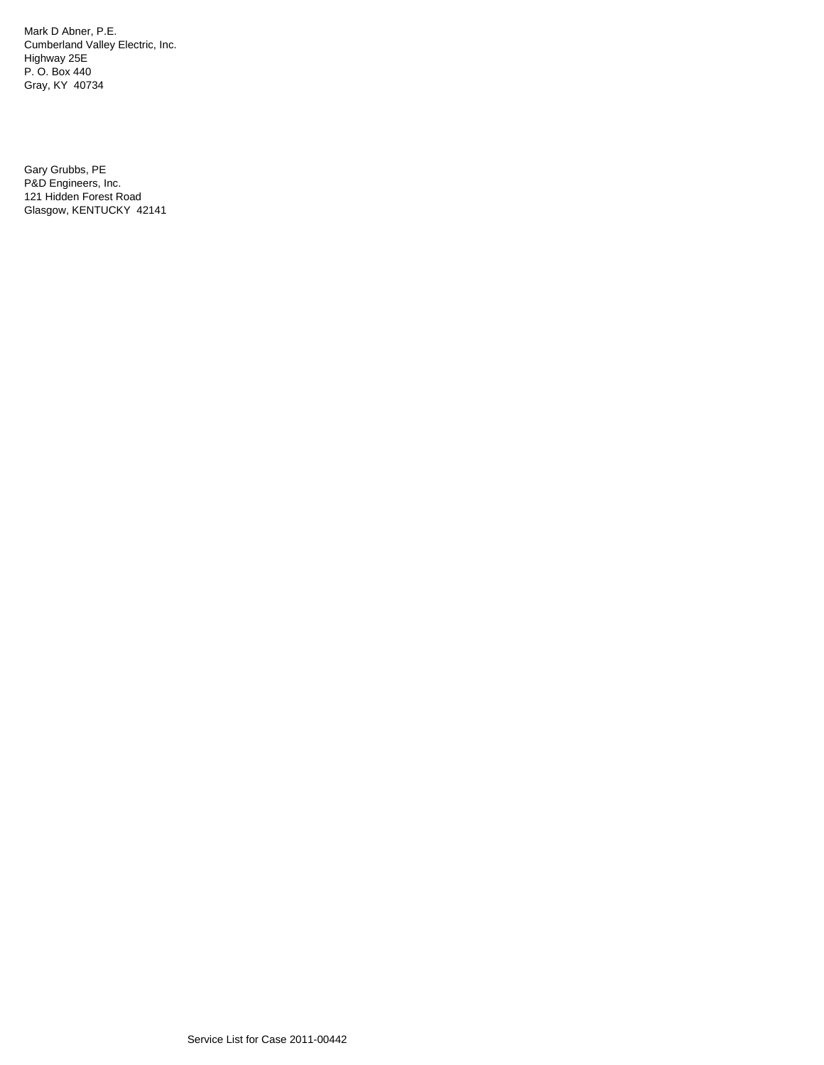Mark D Abner, P.E.
Cumberland Valley Electric, Inc.
Highway 25E
P. O. Box 440
Gray, KY 40734

Gary Grubbs, PE
P&D Engineers, Inc.
121 Hidden Forest Road
Glasgow, KENTUCKY 42141